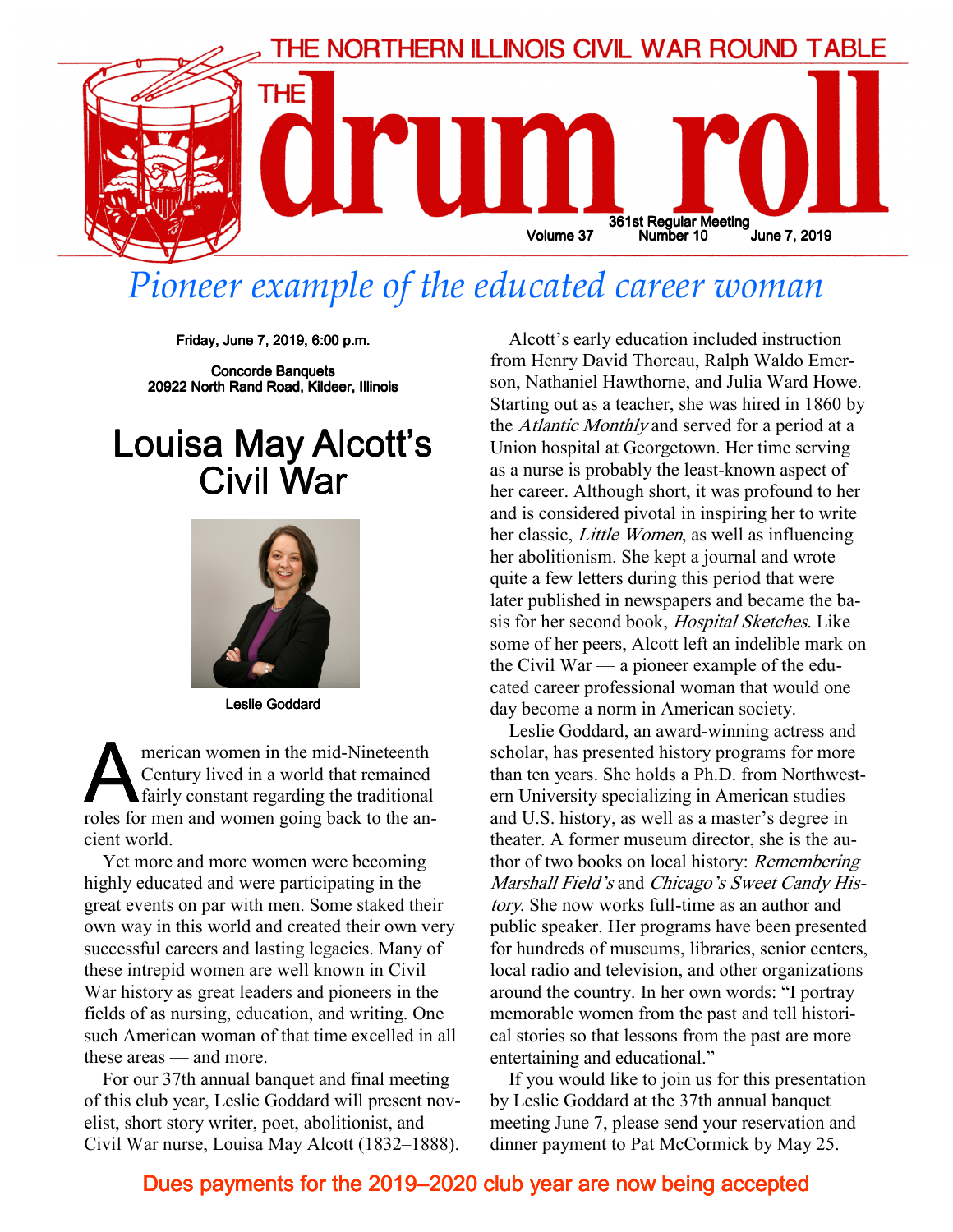THE NORTHERN ILLINOIS CIVIL WAR ROUND TABLE

# THE drum roll

Volume 37 — 361st Regular Meeting Number 10 — June 7, 2019

## *Pioneer example of the educated career woman*

**Friday, June 7, 2019, 6:00 p.m.**

**Concorde Banquets**
**20922 North Rand Road, Kildeer, Illinois**

# Louisa May Alcott's Civil War

Leslie Goddard

American women in the mid-Nineteenth Century lived in a world that remained fairly constant regarding the traditional roles for men and women going back to the ancient world.

Yet more and more women were becoming highly educated and were participating in the great events on par with men. Some staked their own way in this world and created their own very successful careers and lasting legacies. Many of these intrepid women are well known in Civil War history as great leaders and pioneers in the fields of as nursing, education, and writing. One such American woman of that time excelled in all these areas — and more.

For our 37th annual banquet and final meeting of this club year, Leslie Goddard will present novelist, short story writer, poet, abolitionist, and Civil War nurse, Louisa May Alcott (1832–1888).

Alcott's early education included instruction from Henry David Thoreau, Ralph Waldo Emerson, Nathaniel Hawthorne, and Julia Ward Howe. Starting out as a teacher, she was hired in 1860 by the *Atlantic Monthly* and served for a period at a Union hospital at Georgetown. Her time serving as a nurse is probably the least-known aspect of her career. Although short, it was profound to her and is considered pivotal in inspiring her to write her classic, *Little Women*, as well as influencing her abolitionism. She kept a journal and wrote quite a few letters during this period that were later published in newspapers and became the basis for her second book, *Hospital Sketches*. Like some of her peers, Alcott left an indelible mark on the Civil War — a pioneer example of the educated career professional woman that would one day become a norm in American society.

Leslie Goddard, an award-winning actress and scholar, has presented history programs for more than ten years. She holds a Ph.D. from Northwestern University specializing in American studies and U.S. history, as well as a master's degree in theater. A former museum director, she is the author of two books on local history: *Remembering Marshall Field's* and *Chicago's Sweet Candy History*. She now works full-time as an author and public speaker. Her programs have been presented for hundreds of museums, libraries, senior centers, local radio and television, and other organizations around the country. In her own words: "I portray memorable women from the past and tell historical stories so that lessons from the past are more entertaining and educational."

If you would like to join us for this presentation by Leslie Goddard at the 37th annual banquet meeting June 7, please send your reservation and dinner payment to Pat McCormick by May 25.

Dues payments for the 2019–2020 club year are now being accepted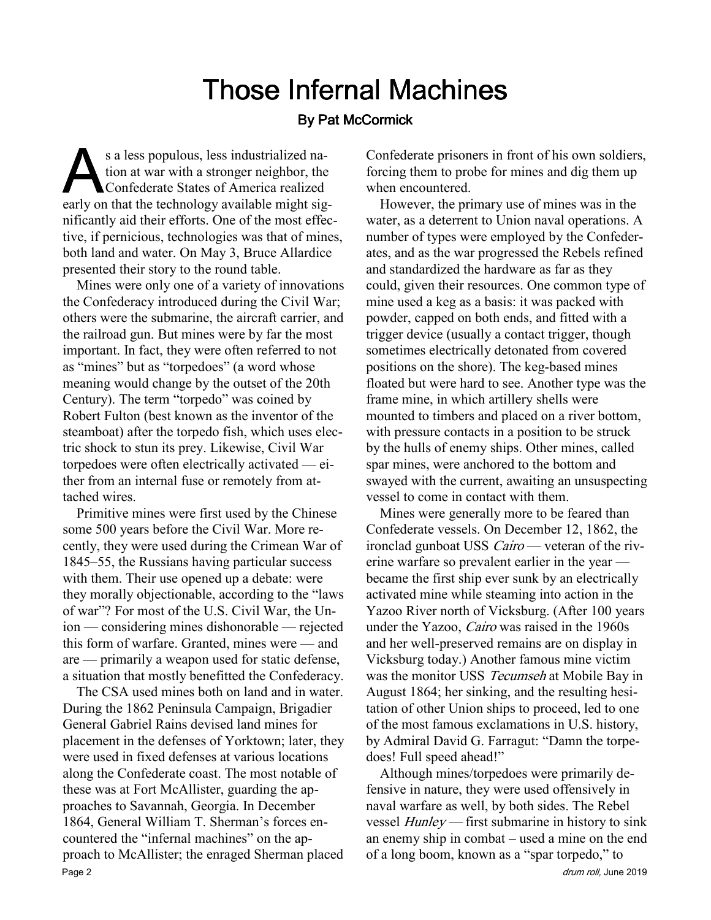# Those Infernal Machines

**By Pat McCormick**

As a less populous, less industrialized nation at war with a stronger neighbor, the Confederate States of America realized early on that the technology available might significantly aid their efforts. One of the most effective, if pernicious, technologies was that of mines, both land and water. On May 3, Bruce Allardice presented their story to the round table.

Mines were only one of a variety of innovations the Confederacy introduced during the Civil War; others were the submarine, the aircraft carrier, and the railroad gun. But mines were by far the most important. In fact, they were often referred to not as "mines" but as "torpedoes" (a word whose meaning would change by the outset of the 20th Century). The term "torpedo" was coined by Robert Fulton (best known as the inventor of the steamboat) after the torpedo fish, which uses electric shock to stun its prey. Likewise, Civil War torpedoes were often electrically activated — either from an internal fuse or remotely from attached wires.

Primitive mines were first used by the Chinese some 500 years before the Civil War. More recently, they were used during the Crimean War of 1845–55, the Russians having particular success with them. Their use opened up a debate: were they morally objectionable, according to the "laws of war"? For most of the U.S. Civil War, the Union — considering mines dishonorable — rejected this form of warfare. Granted, mines were — and are — primarily a weapon used for static defense, a situation that mostly benefitted the Confederacy.

The CSA used mines both on land and in water. During the 1862 Peninsula Campaign, Brigadier General Gabriel Rains devised land mines for placement in the defenses of Yorktown; later, they were used in fixed defenses at various locations along the Confederate coast. The most notable of these was at Fort McAllister, guarding the approaches to Savannah, Georgia. In December 1864, General William T. Sherman's forces encountered the "infernal machines" on the approach to McAllister; the enraged Sherman placed Confederate prisoners in front of his own soldiers, forcing them to probe for mines and dig them up when encountered.

However, the primary use of mines was in the water, as a deterrent to Union naval operations. A number of types were employed by the Confederates, and as the war progressed the Rebels refined and standardized the hardware as far as they could, given their resources. One common type of mine used a keg as a basis: it was packed with powder, capped on both ends, and fitted with a trigger device (usually a contact trigger, though sometimes electrically detonated from covered positions on the shore). The keg-based mines floated but were hard to see. Another type was the frame mine, in which artillery shells were mounted to timbers and placed on a river bottom, with pressure contacts in a position to be struck by the hulls of enemy ships. Other mines, called spar mines, were anchored to the bottom and swayed with the current, awaiting an unsuspecting vessel to come in contact with them.

Mines were generally more to be feared than Confederate vessels. On December 12, 1862, the ironclad gunboat USS *Cairo* — veteran of the riverine warfare so prevalent earlier in the year — became the first ship ever sunk by an electrically activated mine while steaming into action in the Yazoo River north of Vicksburg. (After 100 years under the Yazoo, *Cairo* was raised in the 1960s and her well-preserved remains are on display in Vicksburg today.) Another famous mine victim was the monitor USS *Tecumseh* at Mobile Bay in August 1864; her sinking, and the resulting hesitation of other Union ships to proceed, led to one of the most famous exclamations in U.S. history, by Admiral David G. Farragut: "Damn the torpedoes! Full speed ahead!"

Although mines/torpedoes were primarily defensive in nature, they were used offensively in naval warfare as well, by both sides. The Rebel vessel *Hunley* — first submarine in history to sink an enemy ship in combat – used a mine on the end of a long boom, known as a "spar torpedo," to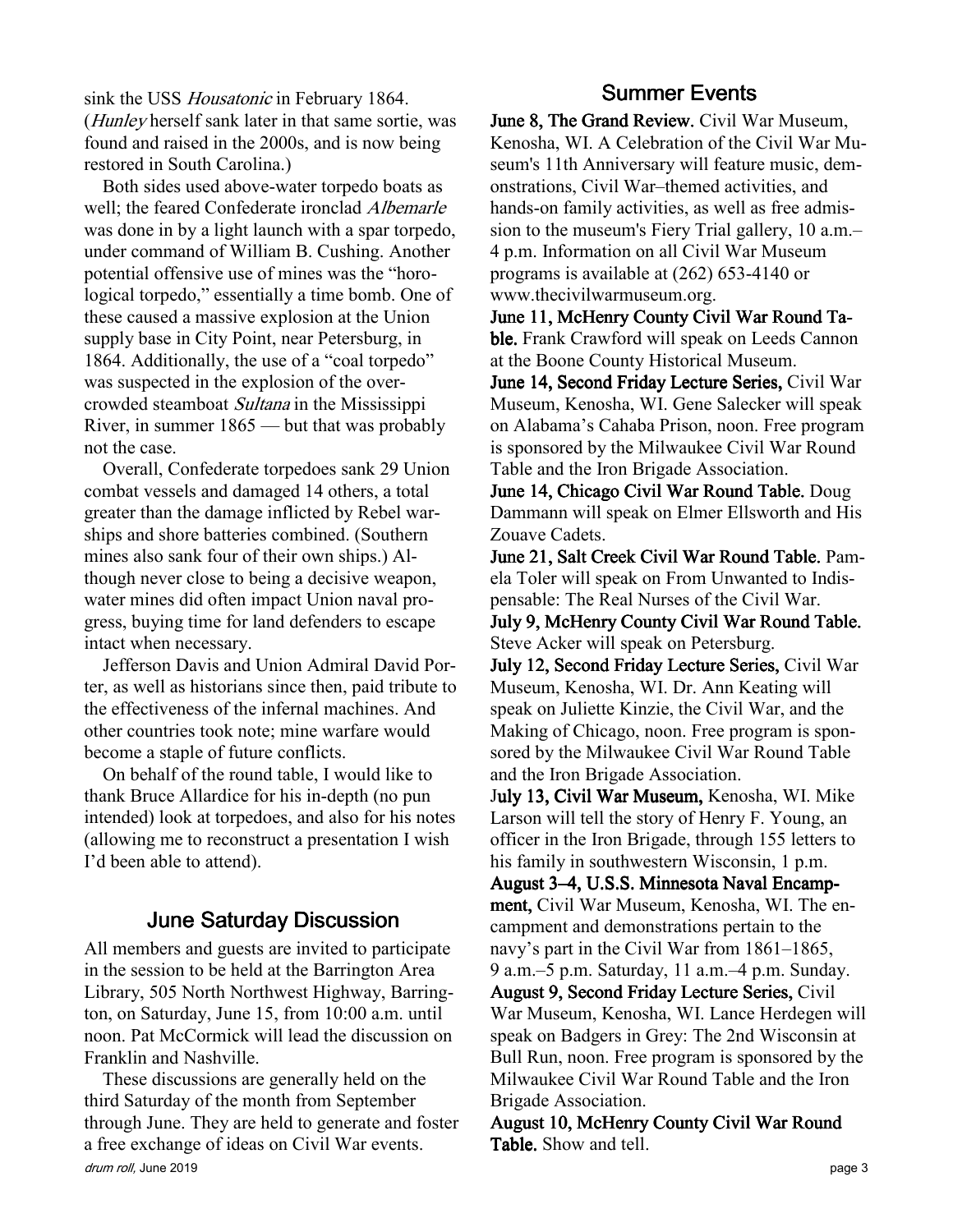sink the USS *Housatonic* in February 1864. (*Hunley* herself sank later in that same sortie, was found and raised in the 2000s, and is now being restored in South Carolina.)

Both sides used above-water torpedo boats as well; the feared Confederate ironclad *Albemarle* was done in by a light launch with a spar torpedo, under command of William B. Cushing. Another potential offensive use of mines was the "horological torpedo," essentially a time bomb. One of these caused a massive explosion at the Union supply base in City Point, near Petersburg, in 1864. Additionally, the use of a "coal torpedo" was suspected in the explosion of the overcrowded steamboat *Sultana* in the Mississippi River, in summer 1865 — but that was probably not the case.

Overall, Confederate torpedoes sank 29 Union combat vessels and damaged 14 others, a total greater than the damage inflicted by Rebel warships and shore batteries combined. (Southern mines also sank four of their own ships.) Although never close to being a decisive weapon, water mines did often impact Union naval progress, buying time for land defenders to escape intact when necessary.

Jefferson Davis and Union Admiral David Porter, as well as historians since then, paid tribute to the effectiveness of the infernal machines. And other countries took note; mine warfare would become a staple of future conflicts.

On behalf of the round table, I would like to thank Bruce Allardice for his in-depth (no pun intended) look at torpedoes, and also for his notes (allowing me to reconstruct a presentation I wish I'd been able to attend).

## June Saturday Discussion

All members and guests are invited to participate in the session to be held at the Barrington Area Library, 505 North Northwest Highway, Barrington, on Saturday, June 15, from 10:00 a.m. until noon. Pat McCormick will lead the discussion on Franklin and Nashville.

These discussions are generally held on the third Saturday of the month from September through June. They are held to generate and foster a free exchange of ideas on Civil War events.

## Summer Events

**June 8, The Grand Review.** Civil War Museum, Kenosha, WI. A Celebration of the Civil War Museum's 11th Anniversary will feature music, demonstrations, Civil War–themed activities, and hands-on family activities, as well as free admission to the museum's Fiery Trial gallery, 10 a.m.–4 p.m. Information on all Civil War Museum programs is available at (262) 653-4140 or www.thecivilwarmuseum.org.

**June 11, McHenry County Civil War Round Table.** Frank Crawford will speak on Leeds Cannon at the Boone County Historical Museum.

**June 14, Second Friday Lecture Series,** Civil War Museum, Kenosha, WI. Gene Salecker will speak on Alabama's Cahaba Prison, noon. Free program is sponsored by the Milwaukee Civil War Round Table and the Iron Brigade Association.

**June 14, Chicago Civil War Round Table.** Doug Dammann will speak on Elmer Ellsworth and His Zouave Cadets.

**June 21, Salt Creek Civil War Round Table.** Pamela Toler will speak on From Unwanted to Indispensable: The Real Nurses of the Civil War.

**July 9, McHenry County Civil War Round Table.** Steve Acker will speak on Petersburg.

**July 12, Second Friday Lecture Series,** Civil War Museum, Kenosha, WI. Dr. Ann Keating will speak on Juliette Kinzie, the Civil War, and the Making of Chicago, noon. Free program is sponsored by the Milwaukee Civil War Round Table and the Iron Brigade Association.

**July 13, Civil War Museum,** Kenosha, WI. Mike Larson will tell the story of Henry F. Young, an officer in the Iron Brigade, through 155 letters to his family in southwestern Wisconsin, 1 p.m.

**August 3–4, U.S.S. Minnesota Naval Encampment,** Civil War Museum, Kenosha, WI. The encampment and demonstrations pertain to the navy's part in the Civil War from 1861–1865, 9 a.m.–5 p.m. Saturday, 11 a.m.–4 p.m. Sunday.

**August 9, Second Friday Lecture Series,** Civil War Museum, Kenosha, WI. Lance Herdegen will speak on Badgers in Grey: The 2nd Wisconsin at Bull Run, noon. Free program is sponsored by the Milwaukee Civil War Round Table and the Iron Brigade Association.

**August 10, McHenry County Civil War Round Table.** Show and tell.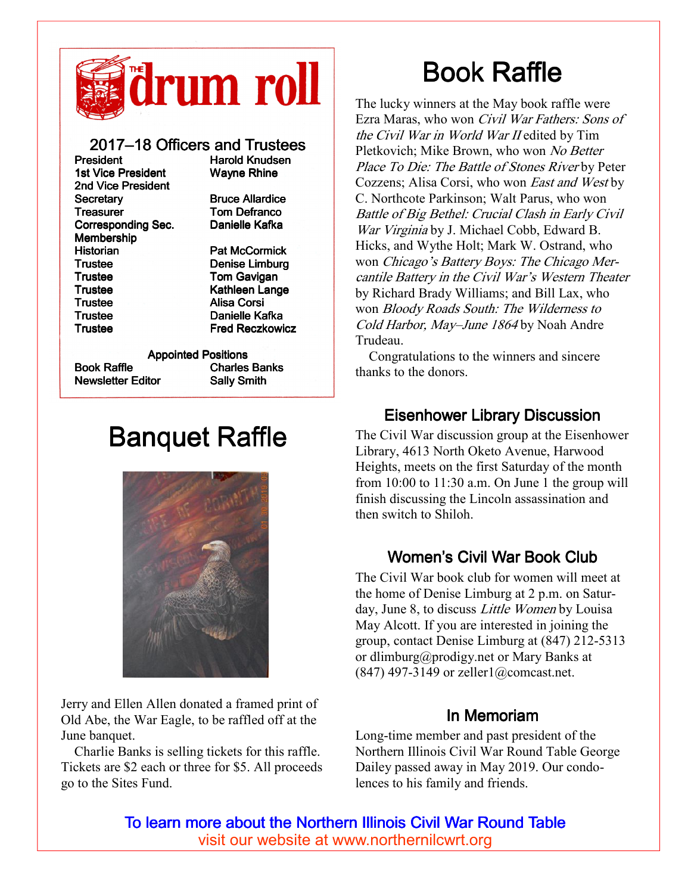# THE drum roll

## 2017–18 Officers and Trustees

| | |
|---|---|
| President | Harold Knudsen |
| 1st Vice President | Wayne Rhine |
| 2nd Vice President | |
| Secretary | Bruce Allardice |
| Treasurer | Tom Defranco |
| Corresponding Sec. | Danielle Kafka |
| Membership | |
| Historian | Pat McCormick |
| Trustee | Denise Limburg |
| Trustee | Tom Gavigan |
| Trustee | Kathleen Lange |
| Trustee | Alisa Corsi |
| Trustee | Danielle Kafka |
| Trustee | Fred Reczkowicz |

**Appointed Positions**

| | |
|---|---|
| Book Raffle | Charles Banks |
| Newsletter Editor | Sally Smith |

# Banquet Raffle

Jerry and Ellen Allen donated a framed print of Old Abe, the War Eagle, to be raffled off at the June banquet.

Charlie Banks is selling tickets for this raffle. Tickets are $2 each or three for $5. All proceeds go to the Sites Fund.

# Book Raffle

The lucky winners at the May book raffle were Ezra Maras, who won *Civil War Fathers: Sons of the Civil War in World War II* edited by Tim Pletkovich; Mike Brown, who won *No Better Place To Die: The Battle of Stones River* by Peter Cozzens; Alisa Corsi, who won *East and West* by C. Northcote Parkinson; Walt Parus, who won *Battle of Big Bethel: Crucial Clash in Early Civil War Virginia* by J. Michael Cobb, Edward B. Hicks, and Wythe Holt; Mark W. Ostrand, who won *Chicago's Battery Boys: The Chicago Mercantile Battery in the Civil War's Western Theater* by Richard Brady Williams; and Bill Lax, who won *Bloody Roads South: The Wilderness to Cold Harbor, May–June 1864* by Noah Andre Trudeau.

Congratulations to the winners and sincere thanks to the donors.

## Eisenhower Library Discussion

The Civil War discussion group at the Eisenhower Library, 4613 North Oketo Avenue, Harwood Heights, meets on the first Saturday of the month from 10:00 to 11:30 a.m. On June 1 the group will finish discussing the Lincoln assassination and then switch to Shiloh.

## Women's Civil War Book Club

The Civil War book club for women will meet at the home of Denise Limburg at 2 p.m. on Saturday, June 8, to discuss *Little Women* by Louisa May Alcott. If you are interested in joining the group, contact Denise Limburg at (847) 212-5313 or dlimburg@prodigy.net or Mary Banks at (847) 497-3149 or zeller1@comcast.net.

## In Memoriam

Long-time member and past president of the Northern Illinois Civil War Round Table George Dailey passed away in May 2019. Our condolences to his family and friends.

To learn more about the Northern Illinois Civil War Round Table
visit our website at www.northernilcwrt.org